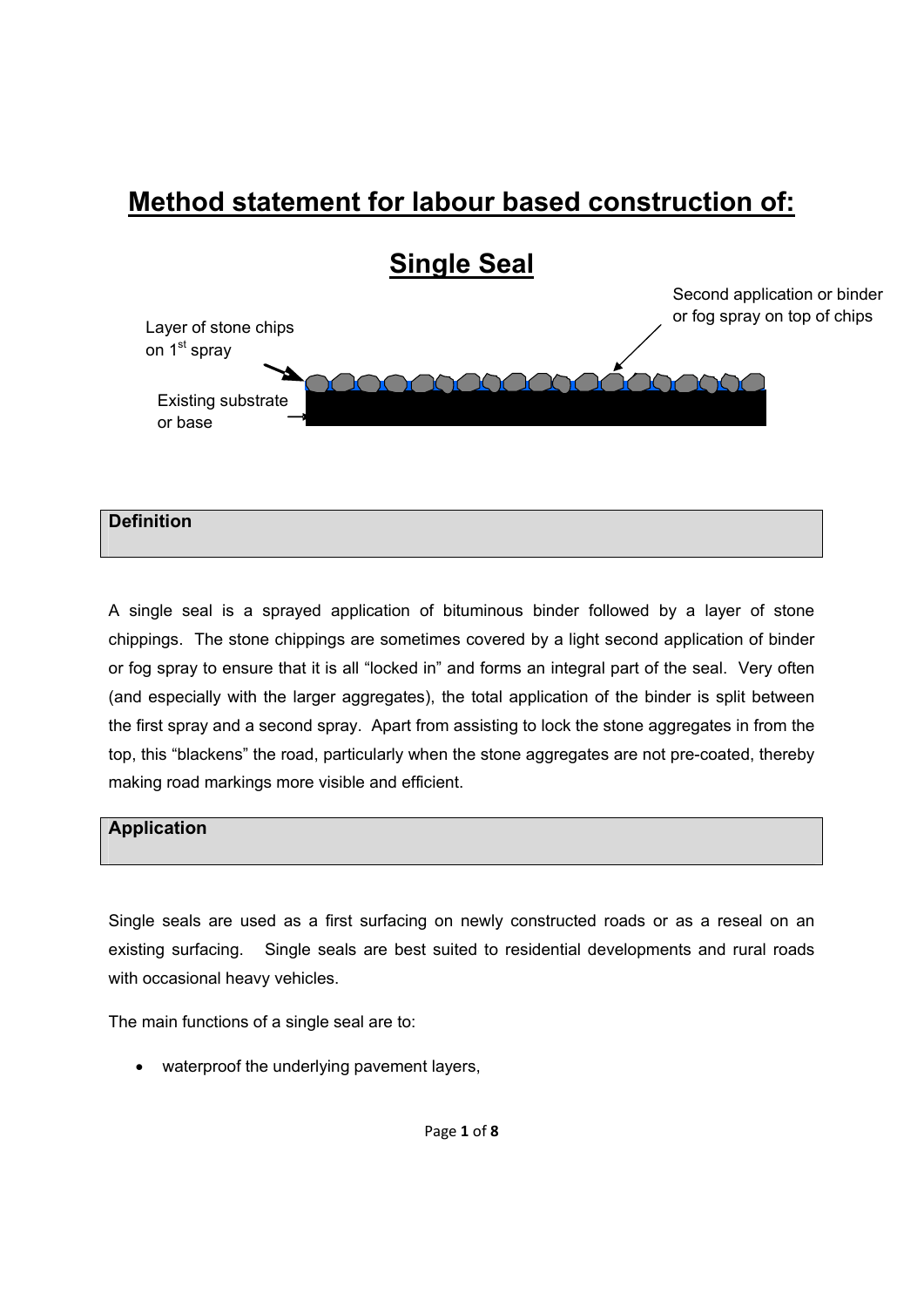# Method statement for labour based construction of:

# Single Seal

Second application or binder or fog spray on top of chips

Layer of stone chips on 1st spray

Existing substrate or base

## Definition

A single seal is a sprayed application of bituminous binder followed by a layer of stone chippings. The stone chippings are sometimes covered by a light second application of binder or fog spray to ensure that it is all “locked in” and forms an integral part of the seal. Very often (and especially with the larger aggregates), the total application of the binder is split between the first spray and a second spray. Apart from assisting to lock the stone aggregates in from the top, this “blackens” the road, particularly when the stone aggregates are not pre-coated, thereby making road markings more visible and efficient.

## Application

Single seals are used as a first surfacing on newly constructed roads or as a reseal on an existing surfacing. Single seals are best suited to residential developments and rural roads with occasional heavy vehicles.

The main functions of a single seal are to:

- waterproof the underlying pavement layers,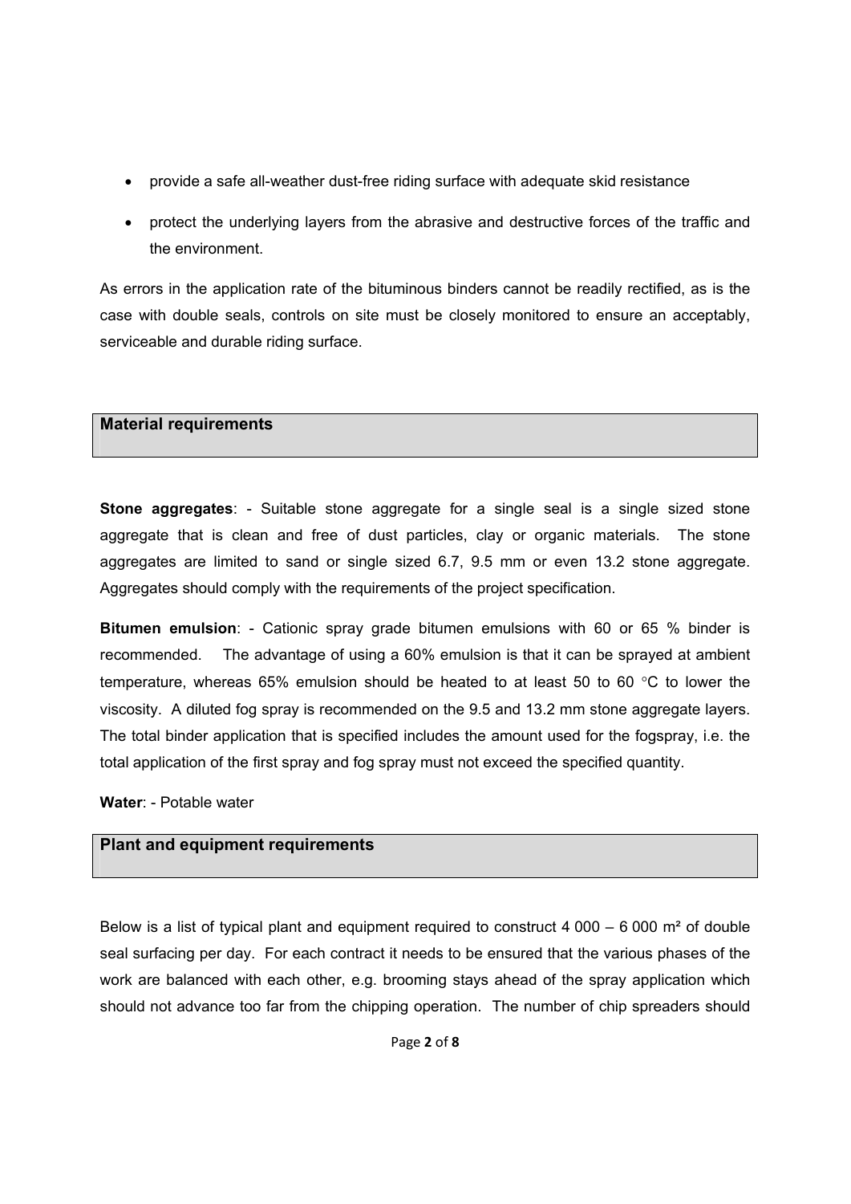- provide a safe all-weather dust-free riding surface with adequate skid resistance
- protect the underlying layers from the abrasive and destructive forces of the traffic and the environment.

As errors in the application rate of the bituminous binders cannot be readily rectified, as is the case with double seals, controls on site must be closely monitored to ensure an acceptably, serviceable and durable riding surface.

## Material requirements

**Stone aggregates**: - Suitable stone aggregate for a single seal is a single sized stone aggregate that is clean and free of dust particles, clay or organic materials. The stone aggregates are limited to sand or single sized 6.7, 9.5 mm or even 13.2 stone aggregate. Aggregates should comply with the requirements of the project specification.

**Bitumen emulsion**: - Cationic spray grade bitumen emulsions with 60 or 65 % binder is recommended. The advantage of using a 60% emulsion is that it can be sprayed at ambient temperature, whereas 65% emulsion should be heated to at least 50 to 60 °C to lower the viscosity. A diluted fog spray is recommended on the 9.5 and 13.2 mm stone aggregate layers. The total binder application that is specified includes the amount used for the fogspray, i.e. the total application of the first spray and fog spray must not exceed the specified quantity.

**Water**: - Potable water

## Plant and equipment requirements

Below is a list of typical plant and equipment required to construct 4 000 – 6 000 m² of double seal surfacing per day. For each contract it needs to be ensured that the various phases of the work are balanced with each other, e.g. brooming stays ahead of the spray application which should not advance too far from the chipping operation. The number of chip spreaders should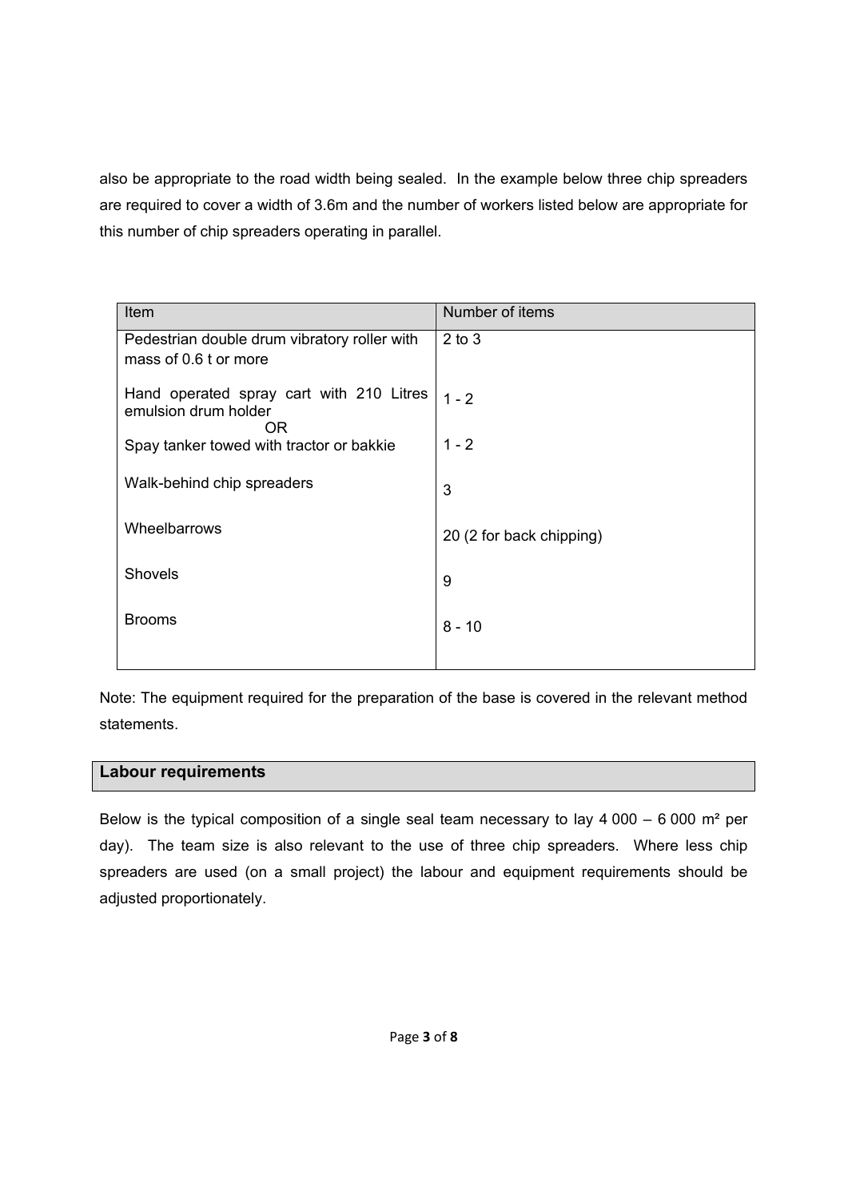also be appropriate to the road width being sealed. In the example below three chip spreaders are required to cover a width of 3.6m and the number of workers listed below are appropriate for this number of chip spreaders operating in parallel.

| Item | Number of items |
|---|---|
| Pedestrian double drum vibratory roller with mass of 0.6 t or more | 2 to 3 |
| Hand operated spray cart with 210 Litres emulsion drum holder<br>OR<br>Spay tanker towed with tractor or bakkie | 1 - 2<br><br>1 - 2 |
| Walk-behind chip spreaders | 3 |
| Wheelbarrows | 20 (2 for back chipping) |
| Shovels | 9 |
| Brooms | 8 - 10 |

Note: The equipment required for the preparation of the base is covered in the relevant method statements.

## Labour requirements

Below is the typical composition of a single seal team necessary to lay 4 000 – 6 000 m² per day). The team size is also relevant to the use of three chip spreaders. Where less chip spreaders are used (on a small project) the labour and equipment requirements should be adjusted proportionately.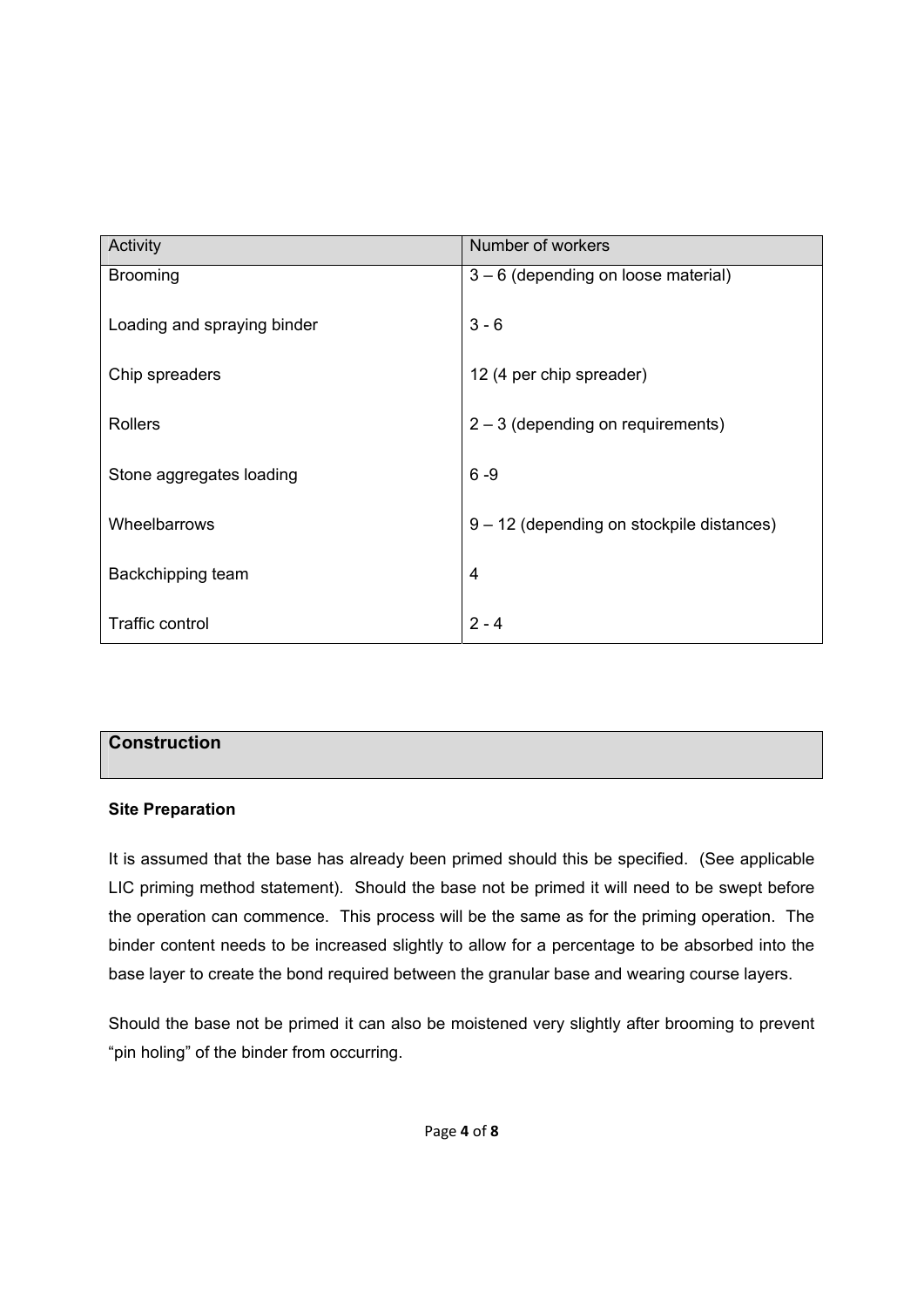| Activity | Number of workers |
|---|---|
| Brooming | 3 – 6 (depending on loose material) |
| Loading and spraying binder | 3 - 6 |
| Chip spreaders | 12 (4 per chip spreader) |
| Rollers | 2 – 3 (depending on requirements) |
| Stone aggregates loading | 6 -9 |
| Wheelbarrows | 9 – 12 (depending on stockpile distances) |
| Backchipping team | 4 |
| Traffic control | 2 - 4 |

## Construction

### Site Preparation

It is assumed that the base has already been primed should this be specified. (See applicable LIC priming method statement). Should the base not be primed it will need to be swept before the operation can commence. This process will be the same as for the priming operation. The binder content needs to be increased slightly to allow for a percentage to be absorbed into the base layer to create the bond required between the granular base and wearing course layers.

Should the base not be primed it can also be moistened very slightly after brooming to prevent "pin holing" of the binder from occurring.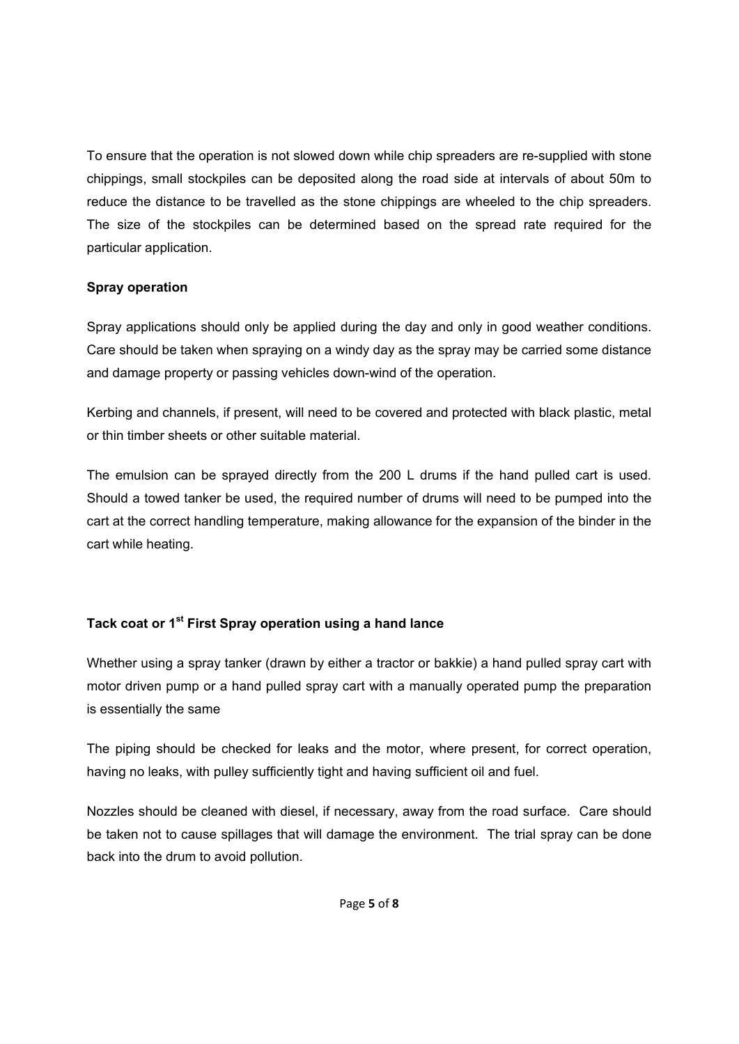To ensure that the operation is not slowed down while chip spreaders are re-supplied with stone chippings, small stockpiles can be deposited along the road side at intervals of about 50m to reduce the distance to be travelled as the stone chippings are wheeled to the chip spreaders. The size of the stockpiles can be determined based on the spread rate required for the particular application.

**Spray operation**

Spray applications should only be applied during the day and only in good weather conditions. Care should be taken when spraying on a windy day as the spray may be carried some distance and damage property or passing vehicles down-wind of the operation.

Kerbing and channels, if present, will need to be covered and protected with black plastic, metal or thin timber sheets or other suitable material.

The emulsion can be sprayed directly from the 200 L drums if the hand pulled cart is used. Should a towed tanker be used, the required number of drums will need to be pumped into the cart at the correct handling temperature, making allowance for the expansion of the binder in the cart while heating.

**Tack coat or 1st First Spray operation using a hand lance**

Whether using a spray tanker (drawn by either a tractor or bakkie) a hand pulled spray cart with motor driven pump or a hand pulled spray cart with a manually operated pump the preparation is essentially the same

The piping should be checked for leaks and the motor, where present, for correct operation, having no leaks, with pulley sufficiently tight and having sufficient oil and fuel.

Nozzles should be cleaned with diesel, if necessary, away from the road surface. Care should be taken not to cause spillages that will damage the environment. The trial spray can be done back into the drum to avoid pollution.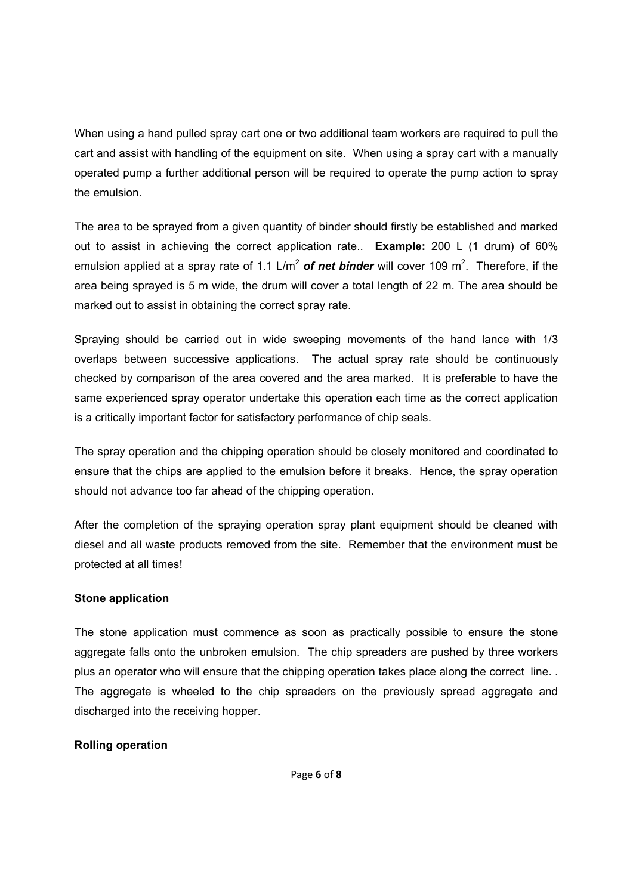When using a hand pulled spray cart one or two additional team workers are required to pull the cart and assist with handling of the equipment on site. When using a spray cart with a manually operated pump a further additional person will be required to operate the pump action to spray the emulsion.

The area to be sprayed from a given quantity of binder should firstly be established and marked out to assist in achieving the correct application rate.. **Example:** 200 L (1 drum) of 60% emulsion applied at a spray rate of 1.1 L/m$^2$ ***of net binder*** will cover 109 m$^2$. Therefore, if the area being sprayed is 5 m wide, the drum will cover a total length of 22 m. The area should be marked out to assist in obtaining the correct spray rate.

Spraying should be carried out in wide sweeping movements of the hand lance with 1/3 overlaps between successive applications. The actual spray rate should be continuously checked by comparison of the area covered and the area marked. It is preferable to have the same experienced spray operator undertake this operation each time as the correct application is a critically important factor for satisfactory performance of chip seals.

The spray operation and the chipping operation should be closely monitored and coordinated to ensure that the chips are applied to the emulsion before it breaks. Hence, the spray operation should not advance too far ahead of the chipping operation.

After the completion of the spraying operation spray plant equipment should be cleaned with diesel and all waste products removed from the site. Remember that the environment must be protected at all times!

**Stone application**

The stone application must commence as soon as practically possible to ensure the stone aggregate falls onto the unbroken emulsion. The chip spreaders are pushed by three workers plus an operator who will ensure that the chipping operation takes place along the correct line. . The aggregate is wheeled to the chip spreaders on the previously spread aggregate and discharged into the receiving hopper.

**Rolling operation**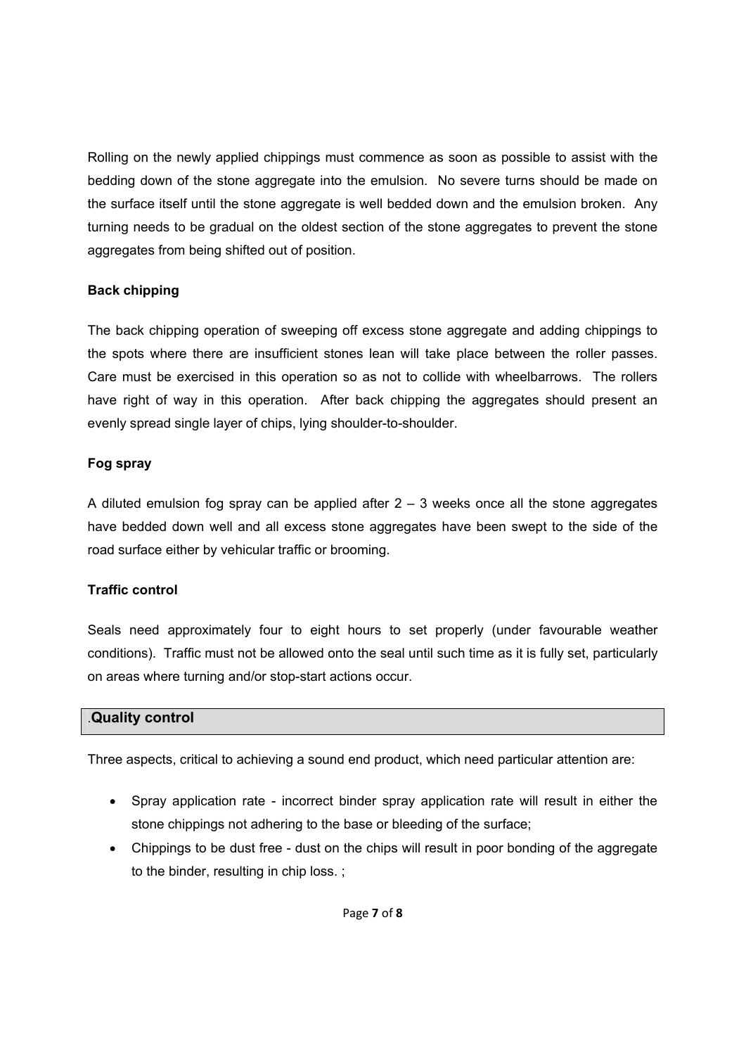Rolling on the newly applied chippings must commence as soon as possible to assist with the bedding down of the stone aggregate into the emulsion. No severe turns should be made on the surface itself until the stone aggregate is well bedded down and the emulsion broken. Any turning needs to be gradual on the oldest section of the stone aggregates to prevent the stone aggregates from being shifted out of position.

**Back chipping**

The back chipping operation of sweeping off excess stone aggregate and adding chippings to the spots where there are insufficient stones lean will take place between the roller passes. Care must be exercised in this operation so as not to collide with wheelbarrows. The rollers have right of way in this operation. After back chipping the aggregates should present an evenly spread single layer of chips, lying shoulder-to-shoulder.

**Fog spray**

A diluted emulsion fog spray can be applied after 2 – 3 weeks once all the stone aggregates have bedded down well and all excess stone aggregates have been swept to the side of the road surface either by vehicular traffic or brooming.

**Traffic control**

Seals need approximately four to eight hours to set properly (under favourable weather conditions). Traffic must not be allowed onto the seal until such time as it is fully set, particularly on areas where turning and/or stop-start actions occur.

## .Quality control

Three aspects, critical to achieving a sound end product, which need particular attention are:

- Spray application rate - incorrect binder spray application rate will result in either the stone chippings not adhering to the base or bleeding of the surface;
- Chippings to be dust free - dust on the chips will result in poor bonding of the aggregate to the binder, resulting in chip loss. ;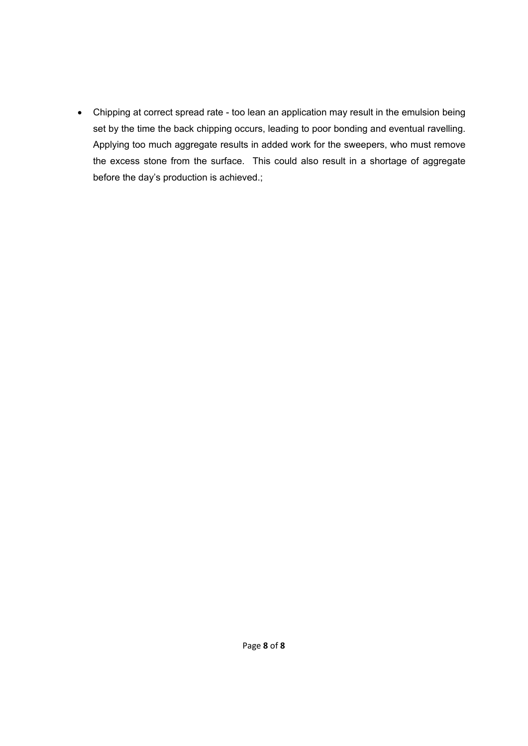- Chipping at correct spread rate - too lean an application may result in the emulsion being set by the time the back chipping occurs, leading to poor bonding and eventual ravelling. Applying too much aggregate results in added work for the sweepers, who must remove the excess stone from the surface. This could also result in a shortage of aggregate before the day's production is achieved.;